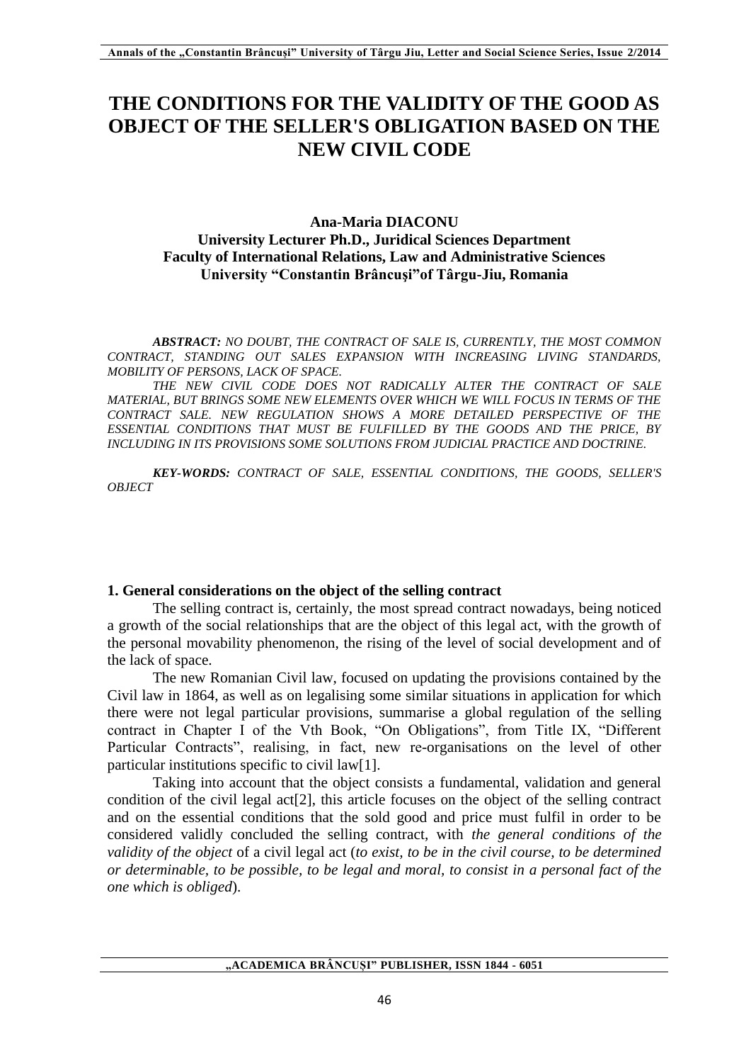# THE CONDITIONS FOR THE VALIDITY OF THE GOOD AS OBJECT OF THE SELLER'S OBLIGATION BASED ON THE NEW CIVIL CODE

**Ana-Maria DIACONU**
**University Lecturer Ph.D., Juridical Sciences Department**
**Faculty of International Relations, Law and Administrative Sciences**
**University "Constantin Brâncuşi"of Târgu-Jiu, Romania**

***ABSTRACT:*** *NO DOUBT, THE CONTRACT OF SALE IS, CURRENTLY, THE MOST COMMON CONTRACT, STANDING OUT SALES EXPANSION WITH INCREASING LIVING STANDARDS, MOBILITY OF PERSONS, LACK OF SPACE.*

*THE NEW CIVIL CODE DOES NOT RADICALLY ALTER THE CONTRACT OF SALE MATERIAL, BUT BRINGS SOME NEW ELEMENTS OVER WHICH WE WILL FOCUS IN TERMS OF THE CONTRACT SALE. NEW REGULATION SHOWS A MORE DETAILED PERSPECTIVE OF THE ESSENTIAL CONDITIONS THAT MUST BE FULFILLED BY THE GOODS AND THE PRICE, BY INCLUDING IN ITS PROVISIONS SOME SOLUTIONS FROM JUDICIAL PRACTICE AND DOCTRINE.*

***KEY-WORDS:*** *CONTRACT OF SALE, ESSENTIAL CONDITIONS, THE GOODS, SELLER'S OBJECT*

## 1. General considerations on the object of the selling contract

The selling contract is, certainly, the most spread contract nowadays, being noticed a growth of the social relationships that are the object of this legal act, with the growth of the personal movability phenomenon, the rising of the level of social development and of the lack of space.

The new Romanian Civil law, focused on updating the provisions contained by the Civil law in 1864, as well as on legalising some similar situations in application for which there were not legal particular provisions, summarise a global regulation of the selling contract in Chapter I of the Vth Book, "On Obligations", from Title IX, "Different Particular Contracts", realising, in fact, new re-organisations on the level of other particular institutions specific to civil law[1].

Taking into account that the object consists a fundamental, validation and general condition of the civil legal act[2], this article focuses on the object of the selling contract and on the essential conditions that the sold good and price must fulfil in order to be considered validly concluded the selling contract, with *the general conditions of the validity of the object* of a civil legal act (*to exist, to be in the civil course, to be determined or determinable, to be possible, to be legal and moral, to consist in a personal fact of the one which is obliged*).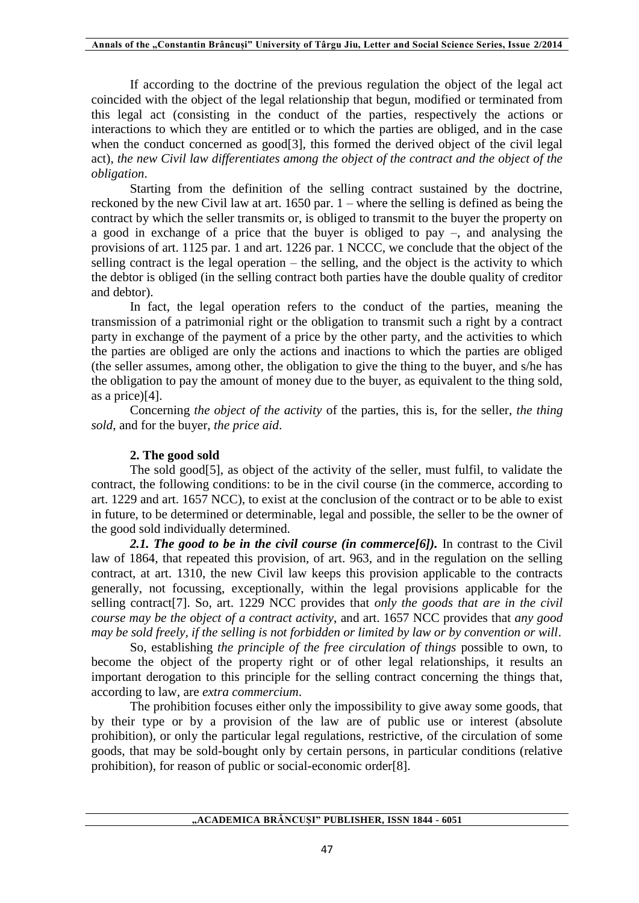If according to the doctrine of the previous regulation the object of the legal act coincided with the object of the legal relationship that begun, modified or terminated from this legal act (consisting in the conduct of the parties, respectively the actions or interactions to which they are entitled or to which the parties are obliged, and in the case when the conduct concerned as good[3], this formed the derived object of the civil legal act), *the new Civil law differentiates among the object of the contract and the object of the obligation*.

Starting from the definition of the selling contract sustained by the doctrine, reckoned by the new Civil law at art. 1650 par. 1 – where the selling is defined as being the contract by which the seller transmits or, is obliged to transmit to the buyer the property on a good in exchange of a price that the buyer is obliged to pay –, and analysing the provisions of art. 1125 par. 1 and art. 1226 par. 1 NCCC, we conclude that the object of the selling contract is the legal operation – the selling, and the object is the activity to which the debtor is obliged (in the selling contract both parties have the double quality of creditor and debtor).

In fact, the legal operation refers to the conduct of the parties, meaning the transmission of a patrimonial right or the obligation to transmit such a right by a contract party in exchange of the payment of a price by the other party, and the activities to which the parties are obliged are only the actions and inactions to which the parties are obliged (the seller assumes, among other, the obligation to give the thing to the buyer, and s/he has the obligation to pay the amount of money due to the buyer, as equivalent to the thing sold, as a price)[4].

Concerning *the object of the activity* of the parties, this is, for the seller, *the thing sold*, and for the buyer, *the price aid*.

## 2. The good sold

The sold good[5], as object of the activity of the seller, must fulfil, to validate the contract, the following conditions: to be in the civil course (in the commerce, according to art. 1229 and art. 1657 NCC), to exist at the conclusion of the contract or to be able to exist in future, to be determined or determinable, legal and possible, the seller to be the owner of the good sold individually determined.

***2.1. The good to be in the civil course (in commerce[6]).*** In contrast to the Civil law of 1864, that repeated this provision, of art. 963, and in the regulation on the selling contract, at art. 1310, the new Civil law keeps this provision applicable to the contracts generally, not focussing, exceptionally, within the legal provisions applicable for the selling contract[7]. So, art. 1229 NCC provides that *only the goods that are in the civil course may be the object of a contract activity*, and art. 1657 NCC provides that *any good may be sold freely, if the selling is not forbidden or limited by law or by convention or will*.

So, establishing *the principle of the free circulation of things* possible to own, to become the object of the property right or of other legal relationships, it results an important derogation to this principle for the selling contract concerning the things that, according to law, are *extra commercium*.

The prohibition focuses either only the impossibility to give away some goods, that by their type or by a provision of the law are of public use or interest (absolute prohibition), or only the particular legal regulations, restrictive, of the circulation of some goods, that may be sold-bought only by certain persons, in particular conditions (relative prohibition), for reason of public or social-economic order[8].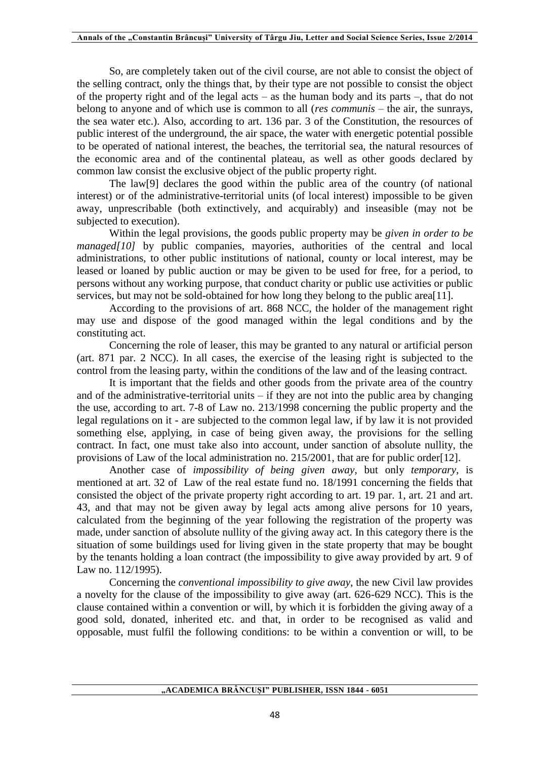So, are completely taken out of the civil course, are not able to consist the object of the selling contract, only the things that, by their type are not possible to consist the object of the property right and of the legal acts – as the human body and its parts –, that do not belong to anyone and of which use is common to all (*res communis* – the air, the sunrays, the sea water etc.). Also, according to art. 136 par. 3 of the Constitution, the resources of public interest of the underground, the air space, the water with energetic potential possible to be operated of national interest, the beaches, the territorial sea, the natural resources of the economic area and of the continental plateau, as well as other goods declared by common law consist the exclusive object of the public property right.

The law[9] declares the good within the public area of the country (of national interest) or of the administrative-territorial units (of local interest) impossible to be given away, unprescribable (both extinctively, and acquirably) and inseasible (may not be subjected to execution).

Within the legal provisions, the goods public property may be *given in order to be managed[10]* by public companies, mayories, authorities of the central and local administrations, to other public institutions of national, county or local interest, may be leased or loaned by public auction or may be given to be used for free, for a period, to persons without any working purpose, that conduct charity or public use activities or public services, but may not be sold-obtained for how long they belong to the public area[11].

According to the provisions of art. 868 NCC, the holder of the management right may use and dispose of the good managed within the legal conditions and by the constituting act.

Concerning the role of leaser, this may be granted to any natural or artificial person (art. 871 par. 2 NCC). In all cases, the exercise of the leasing right is subjected to the control from the leasing party, within the conditions of the law and of the leasing contract.

It is important that the fields and other goods from the private area of the country and of the administrative-territorial units – if they are not into the public area by changing the use, according to art. 7-8 of Law no. 213/1998 concerning the public property and the legal regulations on it - are subjected to the common legal law, if by law it is not provided something else, applying, in case of being given away, the provisions for the selling contract. In fact, one must take also into account, under sanction of absolute nullity, the provisions of Law of the local administration no. 215/2001, that are for public order[12].

Another case of *impossibility of being given away*, but only *temporary*, is mentioned at art. 32 of Law of the real estate fund no. 18/1991 concerning the fields that consisted the object of the private property right according to art. 19 par. 1, art. 21 and art. 43, and that may not be given away by legal acts among alive persons for 10 years, calculated from the beginning of the year following the registration of the property was made, under sanction of absolute nullity of the giving away act. In this category there is the situation of some buildings used for living given in the state property that may be bought by the tenants holding a loan contract (the impossibility to give away provided by art. 9 of Law no. 112/1995).

Concerning the *conventional impossibility to give away*, the new Civil law provides a novelty for the clause of the impossibility to give away (art. 626-629 NCC). This is the clause contained within a convention or will, by which it is forbidden the giving away of a good sold, donated, inherited etc. and that, in order to be recognised as valid and opposable, must fulfil the following conditions: to be within a convention or will, to be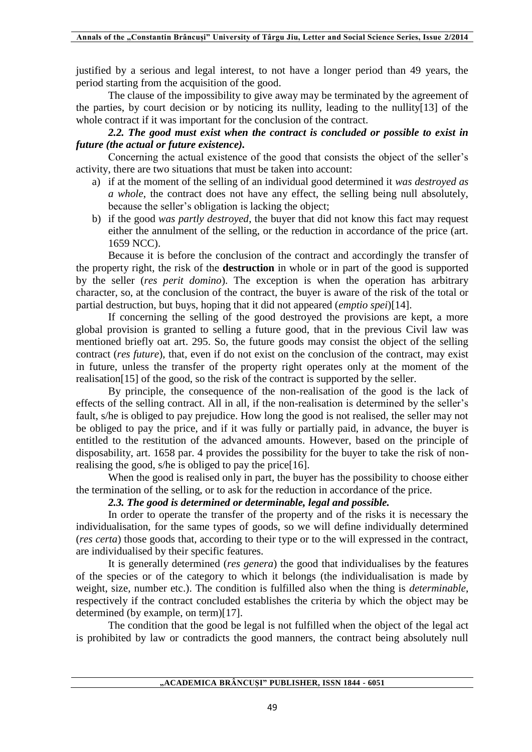justified by a serious and legal interest, to not have a longer period than 49 years, the period starting from the acquisition of the good.

The clause of the impossibility to give away may be terminated by the agreement of the parties, by court decision or by noticing its nullity, leading to the nullity[13] of the whole contract if it was important for the conclusion of the contract.

***2.2. The good must exist when the contract is concluded or possible to exist in future (the actual or future existence).***

Concerning the actual existence of the good that consists the object of the seller's activity, there are two situations that must be taken into account:

a) if at the moment of the selling of an individual good determined it *was destroyed as a whole*, the contract does not have any effect, the selling being null absolutely, because the seller's obligation is lacking the object;
b) if the good *was partly destroyed*, the buyer that did not know this fact may request either the annulment of the selling, or the reduction in accordance of the price (art. 1659 NCC).

Because it is before the conclusion of the contract and accordingly the transfer of the property right, the risk of the **destruction** in whole or in part of the good is supported by the seller (*res perit domino*). The exception is when the operation has arbitrary character, so, at the conclusion of the contract, the buyer is aware of the risk of the total or partial destruction, but buys, hoping that it did not appeared (*emptio spei*)[14].

If concerning the selling of the good destroyed the provisions are kept, a more global provision is granted to selling a future good, that in the previous Civil law was mentioned briefly oat art. 295. So, the future goods may consist the object of the selling contract (*res future*), that, even if do not exist on the conclusion of the contract, may exist in future, unless the transfer of the property right operates only at the moment of the realisation[15] of the good, so the risk of the contract is supported by the seller.

By principle, the consequence of the non-realisation of the good is the lack of effects of the selling contract. All in all, if the non-realisation is determined by the seller's fault, s/he is obliged to pay prejudice. How long the good is not realised, the seller may not be obliged to pay the price, and if it was fully or partially paid, in advance, the buyer is entitled to the restitution of the advanced amounts. However, based on the principle of disposability, art. 1658 par. 4 provides the possibility for the buyer to take the risk of non-realising the good, s/he is obliged to pay the price[16].

When the good is realised only in part, the buyer has the possibility to choose either the termination of the selling, or to ask for the reduction in accordance of the price.

***2.3. The good is determined or determinable, legal and possible.***

In order to operate the transfer of the property and of the risks it is necessary the individualisation, for the same types of goods, so we will define individually determined (*res certa*) those goods that, according to their type or to the will expressed in the contract, are individualised by their specific features.

It is generally determined (*res genera*) the good that individualises by the features of the species or of the category to which it belongs (the individualisation is made by weight, size, number etc.). The condition is fulfilled also when the thing is *determinable*, respectively if the contract concluded establishes the criteria by which the object may be determined (by example, on term)[17].

The condition that the good be legal is not fulfilled when the object of the legal act is prohibited by law or contradicts the good manners, the contract being absolutely null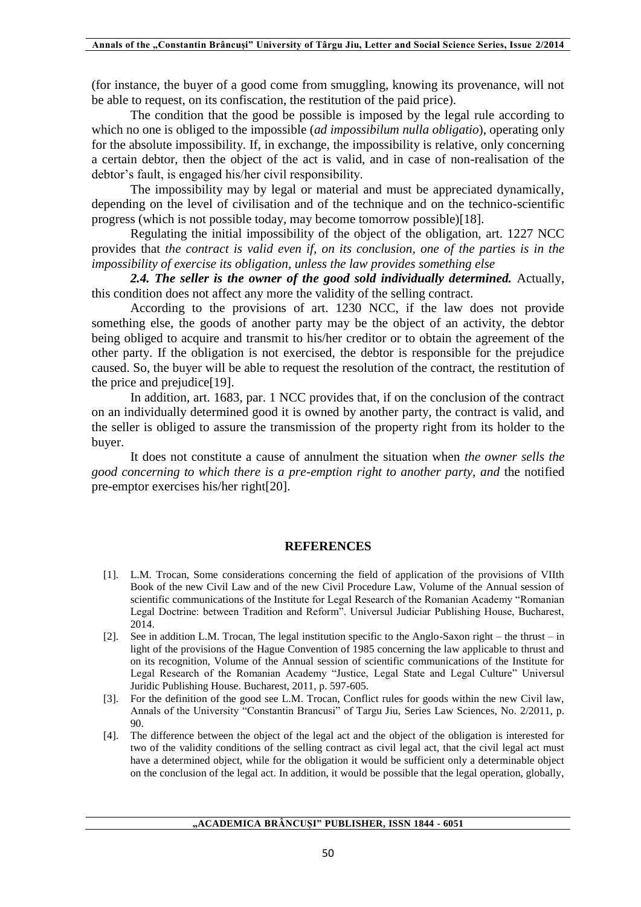(for instance, the buyer of a good come from smuggling, knowing its provenance, will not be able to request, on its confiscation, the restitution of the paid price).

The condition that the good be possible is imposed by the legal rule according to which no one is obliged to the impossible (*ad impossibilum nulla obligatio*), operating only for the absolute impossibility. If, in exchange, the impossibility is relative, only concerning a certain debtor, then the object of the act is valid, and in case of non-realisation of the debtor's fault, is engaged his/her civil responsibility.

The impossibility may by legal or material and must be appreciated dynamically, depending on the level of civilisation and of the technique and on the technico-scientific progress (which is not possible today, may become tomorrow possible)[18].

Regulating the initial impossibility of the object of the obligation, art. 1227 NCC provides that *the contract is valid even if, on its conclusion, one of the parties is in the impossibility of exercise its obligation, unless the law provides something else*

***2.4. The seller is the owner of the good sold individually determined.*** Actually, this condition does not affect any more the validity of the selling contract.

According to the provisions of art. 1230 NCC, if the law does not provide something else, the goods of another party may be the object of an activity, the debtor being obliged to acquire and transmit to his/her creditor or to obtain the agreement of the other party. If the obligation is not exercised, the debtor is responsible for the prejudice caused. So, the buyer will be able to request the resolution of the contract, the restitution of the price and prejudice[19].

In addition, art. 1683, par. 1 NCC provides that, if on the conclusion of the contract on an individually determined good it is owned by another party, the contract is valid, and the seller is obliged to assure the transmission of the property right from its holder to the buyer.

It does not constitute a cause of annulment the situation when *the owner sells the good concerning to which there is a pre-emption right to another party, and* the notified pre-emptor exercises his/her right[20].

## REFERENCES

[1]. L.M. Trocan, Some considerations concerning the field of application of the provisions of VIIth Book of the new Civil Law and of the new Civil Procedure Law, Volume of the Annual session of scientific communications of the Institute for Legal Research of the Romanian Academy "Romanian Legal Doctrine: between Tradition and Reform". Universul Judiciar Publishing House, Bucharest, 2014.

[2]. See in addition L.M. Trocan, The legal institution specific to the Anglo-Saxon right – the thrust – in light of the provisions of the Hague Convention of 1985 concerning the law applicable to thrust and on its recognition, Volume of the Annual session of scientific communications of the Institute for Legal Research of the Romanian Academy "Justice, Legal State and Legal Culture" Universul Juridic Publishing House. Bucharest, 2011, p. 597-605.

[3]. For the definition of the good see L.M. Trocan, Conflict rules for goods within the new Civil law, Annals of the University "Constantin Brancusi" of Targu Jiu, Series Law Sciences, No. 2/2011, p. 90.

[4]. The difference between the object of the legal act and the object of the obligation is interested for two of the validity conditions of the selling contract as civil legal act, that the civil legal act must have a determined object, while for the obligation it would be sufficient only a determinable object on the conclusion of the legal act. In addition, it would be possible that the legal operation, globally,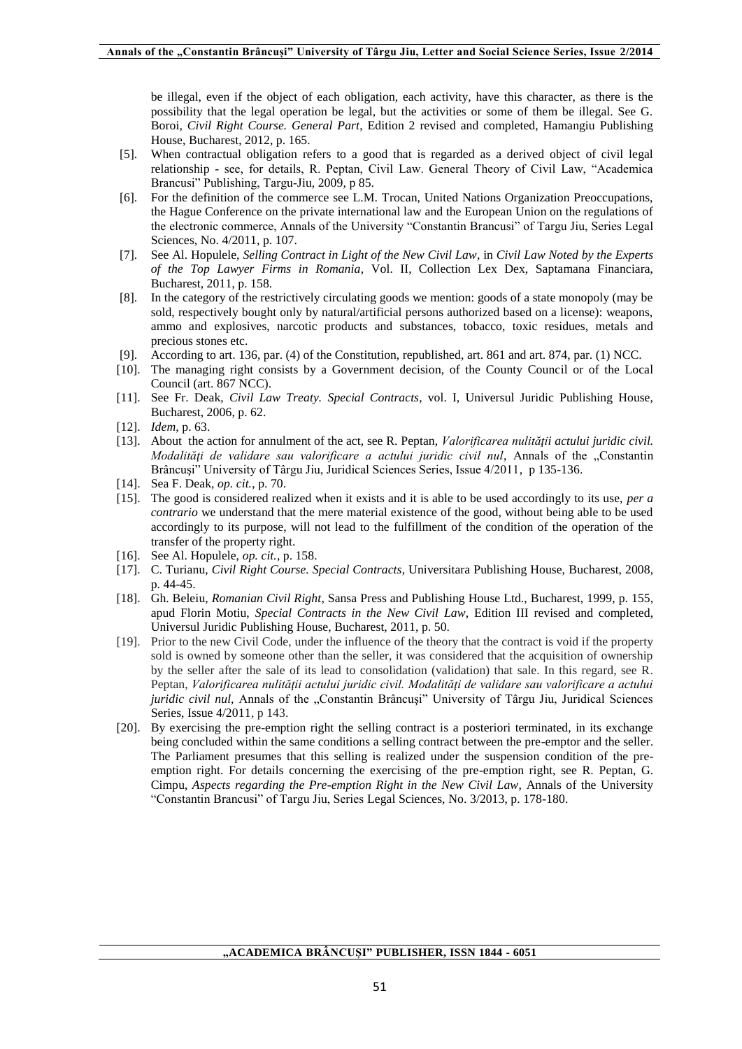be illegal, even if the object of each obligation, each activity, have this character, as there is the possibility that the legal operation be legal, but the activities or some of them be illegal. See G. Boroi, *Civil Right Course. General Part*, Edition 2 revised and completed, Hamangiu Publishing House, Bucharest, 2012, p. 165.

[5]. When contractual obligation refers to a good that is regarded as a derived object of civil legal relationship - see, for details, R. Peptan, Civil Law. General Theory of Civil Law, "Academica Brancusi" Publishing, Targu-Jiu, 2009, p 85.

[6]. For the definition of the commerce see L.M. Trocan, United Nations Organization Preoccupations, the Hague Conference on the private international law and the European Union on the regulations of the electronic commerce, Annals of the University "Constantin Brancusi" of Targu Jiu, Series Legal Sciences, No. 4/2011, p. 107.

[7]. See Al. Hopulele, *Selling Contract in Light of the New Civil Law*, in *Civil Law Noted by the Experts of the Top Lawyer Firms in Romania*, Vol. II, Collection Lex Dex, Saptamana Financiara, Bucharest, 2011, p. 158.

[8]. In the category of the restrictively circulating goods we mention: goods of a state monopoly (may be sold, respectively bought only by natural/artificial persons authorized based on a license): weapons, ammo and explosives, narcotic products and substances, tobacco, toxic residues, metals and precious stones etc.

[9]. According to art. 136, par. (4) of the Constitution, republished, art. 861 and art. 874, par. (1) NCC.

[10]. The managing right consists by a Government decision, of the County Council or of the Local Council (art. 867 NCC).

[11]. See Fr. Deak, *Civil Law Treaty. Special Contracts*, vol. I, Universul Juridic Publishing House, Bucharest, 2006, p. 62.

[12]. *Idem*, p. 63.

[13]. About the action for annulment of the act, see R. Peptan, *Valorificarea nulității actului juridic civil. Modalități de validare sau valorificare a actului juridic civil nul*, Annals of the „Constantin Brâncuşi" University of Târgu Jiu, Juridical Sciences Series, Issue 4/2011, p 135-136.

[14]. Sea F. Deak, *op. cit.*, p. 70.

[15]. The good is considered realized when it exists and it is able to be used accordingly to its use, *per a contrario* we understand that the mere material existence of the good, without being able to be used accordingly to its purpose, will not lead to the fulfillment of the condition of the operation of the transfer of the property right.

[16]. See Al. Hopulele, *op. cit.*, p. 158.

[17]. C. Turianu, *Civil Right Course. Special Contracts*, Universitara Publishing House, Bucharest, 2008, p. 44-45.

[18]. Gh. Beleiu, *Romanian Civil Right*, Sansa Press and Publishing House Ltd., Bucharest, 1999, p. 155, apud Florin Motiu, *Special Contracts in the New Civil Law*, Edition III revised and completed, Universul Juridic Publishing House, Bucharest, 2011, p. 50.

[19]. Prior to the new Civil Code, under the influence of the theory that the contract is void if the property sold is owned by someone other than the seller, it was considered that the acquisition of ownership by the seller after the sale of its lead to consolidation (validation) that sale. In this regard, see R. Peptan, *Valorificarea nulității actului juridic civil. Modalități de validare sau valorificare a actului juridic civil nul*, Annals of the „Constantin Brâncuşi" University of Târgu Jiu, Juridical Sciences Series, Issue 4/2011, p 143.

[20]. By exercising the pre-emption right the selling contract is a posteriori terminated, in its exchange being concluded within the same conditions a selling contract between the pre-emptor and the seller. The Parliament presumes that this selling is realized under the suspension condition of the pre-emption right. For details concerning the exercising of the pre-emption right, see R. Peptan, G. Cimpu, *Aspects regarding the Pre-emption Right in the New Civil Law*, Annals of the University "Constantin Brancusi" of Targu Jiu, Series Legal Sciences, No. 3/2013, p. 178-180.